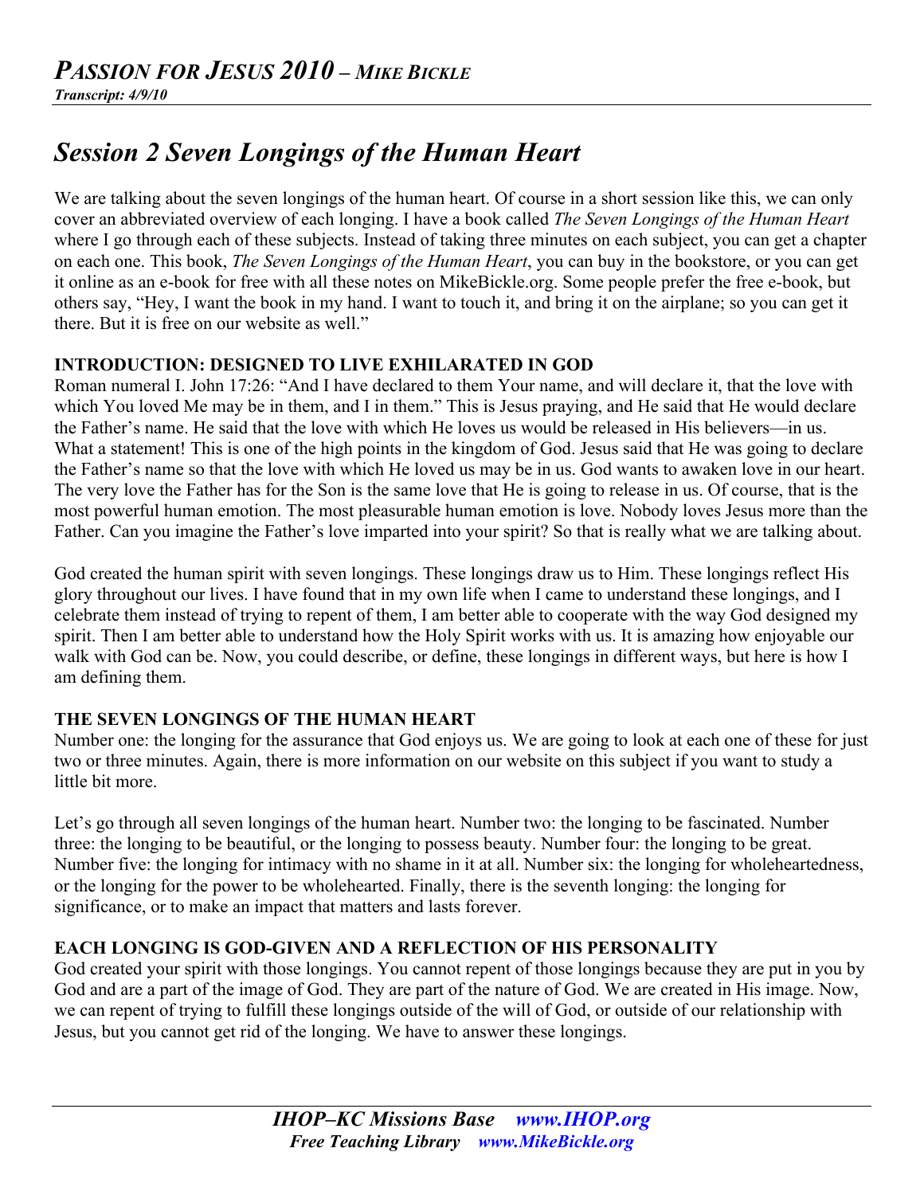# Session 2 Seven Longings of the Human Heart

We are talking about the seven longings of the human heart. Of course in a short session like this, we can only cover an abbreviated overview of each longing. I have a book called *The Seven Longings of the Human Heart* where I go through each of these subjects. Instead of taking three minutes on each subject, you can get a chapter on each one. This book, *The Seven Longings of the Human Heart*, you can buy in the bookstore, or you can get it online as an e-book for free with all these notes on MikeBickle.org. Some people prefer the free e-book, but others say, "Hey, I want the book in my hand. I want to touch it, and bring it on the airplane; so you can get it there. But it is free on our website as well."

## INTRODUCTION: DESIGNED TO LIVE EXHILARATED IN GOD

Roman numeral I. John 17:26: "And I have declared to them Your name, and will declare it, that the love with which You loved Me may be in them, and I in them." This is Jesus praying, and He said that He would declare the Father's name. He said that the love with which He loves us would be released in His believers—in us. What a statement! This is one of the high points in the kingdom of God. Jesus said that He was going to declare the Father's name so that the love with which He loved us may be in us. God wants to awaken love in our heart. The very love the Father has for the Son is the same love that He is going to release in us. Of course, that is the most powerful human emotion. The most pleasurable human emotion is love. Nobody loves Jesus more than the Father. Can you imagine the Father's love imparted into your spirit? So that is really what we are talking about.

God created the human spirit with seven longings. These longings draw us to Him. These longings reflect His glory throughout our lives. I have found that in my own life when I came to understand these longings, and I celebrate them instead of trying to repent of them, I am better able to cooperate with the way God designed my spirit. Then I am better able to understand how the Holy Spirit works with us. It is amazing how enjoyable our walk with God can be. Now, you could describe, or define, these longings in different ways, but here is how I am defining them.

## THE SEVEN LONGINGS OF THE HUMAN HEART

Number one: the longing for the assurance that God enjoys us. We are going to look at each one of these for just two or three minutes. Again, there is more information on our website on this subject if you want to study a little bit more.

Let's go through all seven longings of the human heart. Number two: the longing to be fascinated. Number three: the longing to be beautiful, or the longing to possess beauty. Number four: the longing to be great. Number five: the longing for intimacy with no shame in it at all. Number six: the longing for wholeheartedness, or the longing for the power to be wholehearted. Finally, there is the seventh longing: the longing for significance, or to make an impact that matters and lasts forever.

## EACH LONGING IS GOD-GIVEN AND A REFLECTION OF HIS PERSONALITY

God created your spirit with those longings. You cannot repent of those longings because they are put in you by God and are a part of the image of God. They are part of the nature of God. We are created in His image. Now, we can repent of trying to fulfill these longings outside of the will of God, or outside of our relationship with Jesus, but you cannot get rid of the longing. We have to answer these longings.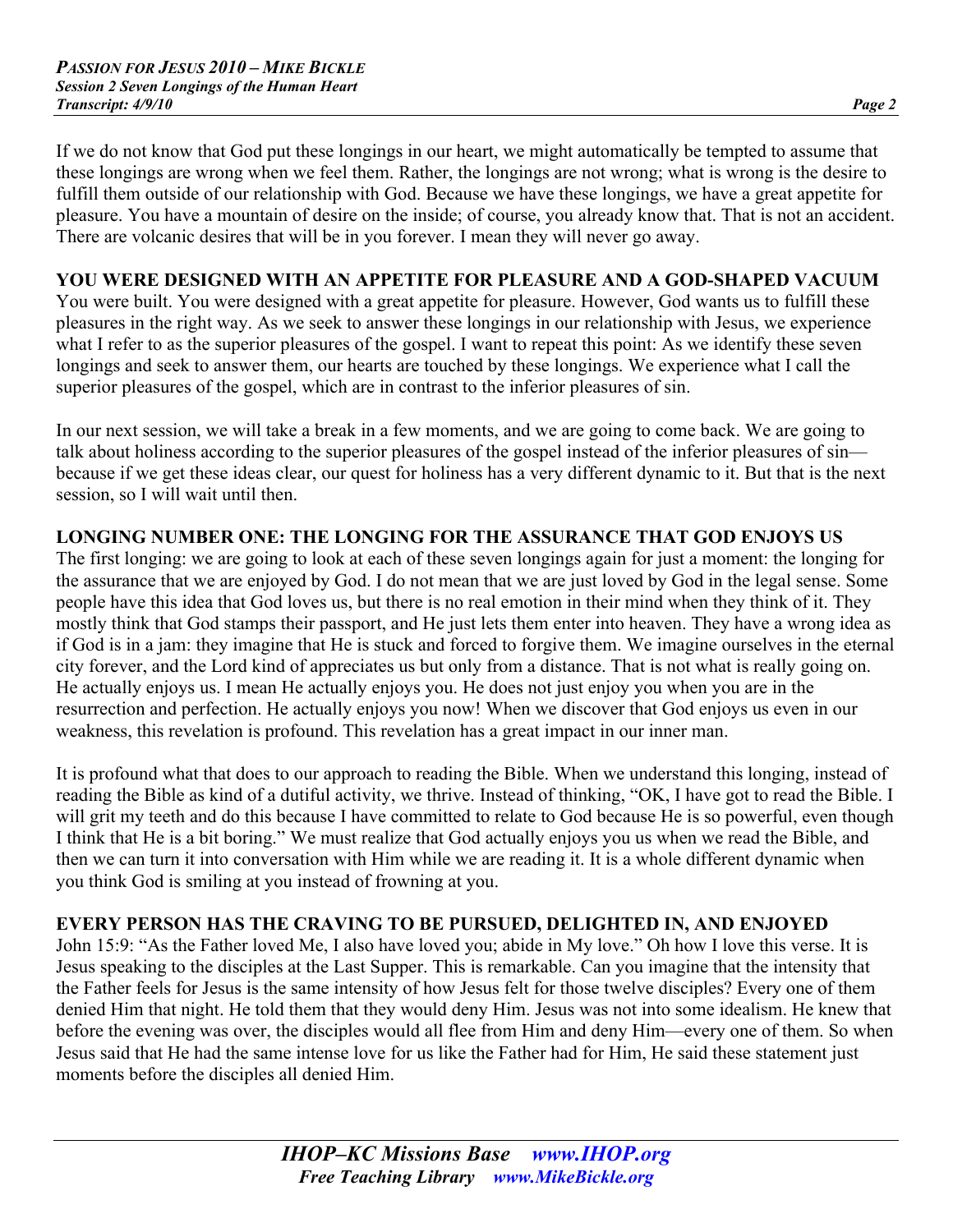If we do not know that God put these longings in our heart, we might automatically be tempted to assume that these longings are wrong when we feel them. Rather, the longings are not wrong; what is wrong is the desire to fulfill them outside of our relationship with God. Because we have these longings, we have a great appetite for pleasure. You have a mountain of desire on the inside; of course, you already know that. That is not an accident. There are volcanic desires that will be in you forever. I mean they will never go away.

**YOU WERE DESIGNED WITH AN APPETITE FOR PLEASURE AND A GOD-SHAPED VACUUM**

You were built. You were designed with a great appetite for pleasure. However, God wants us to fulfill these pleasures in the right way. As we seek to answer these longings in our relationship with Jesus, we experience what I refer to as the superior pleasures of the gospel. I want to repeat this point: As we identify these seven longings and seek to answer them, our hearts are touched by these longings. We experience what I call the superior pleasures of the gospel, which are in contrast to the inferior pleasures of sin.

In our next session, we will take a break in a few moments, and we are going to come back. We are going to talk about holiness according to the superior pleasures of the gospel instead of the inferior pleasures of sin—because if we get these ideas clear, our quest for holiness has a very different dynamic to it. But that is the next session, so I will wait until then.

**LONGING NUMBER ONE: THE LONGING FOR THE ASSURANCE THAT GOD ENJOYS US**

The first longing: we are going to look at each of these seven longings again for just a moment: the longing for the assurance that we are enjoyed by God. I do not mean that we are just loved by God in the legal sense. Some people have this idea that God loves us, but there is no real emotion in their mind when they think of it. They mostly think that God stamps their passport, and He just lets them enter into heaven. They have a wrong idea as if God is in a jam: they imagine that He is stuck and forced to forgive them. We imagine ourselves in the eternal city forever, and the Lord kind of appreciates us but only from a distance. That is not what is really going on. He actually enjoys us. I mean He actually enjoys you. He does not just enjoy you when you are in the resurrection and perfection. He actually enjoys you now! When we discover that God enjoys us even in our weakness, this revelation is profound. This revelation has a great impact in our inner man.

It is profound what that does to our approach to reading the Bible. When we understand this longing, instead of reading the Bible as kind of a dutiful activity, we thrive. Instead of thinking, "OK, I have got to read the Bible. I will grit my teeth and do this because I have committed to relate to God because He is so powerful, even though I think that He is a bit boring." We must realize that God actually enjoys you us when we read the Bible, and then we can turn it into conversation with Him while we are reading it. It is a whole different dynamic when you think God is smiling at you instead of frowning at you.

**EVERY PERSON HAS THE CRAVING TO BE PURSUED, DELIGHTED IN, AND ENJOYED**

John 15:9: "As the Father loved Me, I also have loved you; abide in My love." Oh how I love this verse. It is Jesus speaking to the disciples at the Last Supper. This is remarkable. Can you imagine that the intensity that the Father feels for Jesus is the same intensity of how Jesus felt for those twelve disciples? Every one of them denied Him that night. He told them that they would deny Him. Jesus was not into some idealism. He knew that before the evening was over, the disciples would all flee from Him and deny Him—every one of them. So when Jesus said that He had the same intense love for us like the Father had for Him, He said these statement just moments before the disciples all denied Him.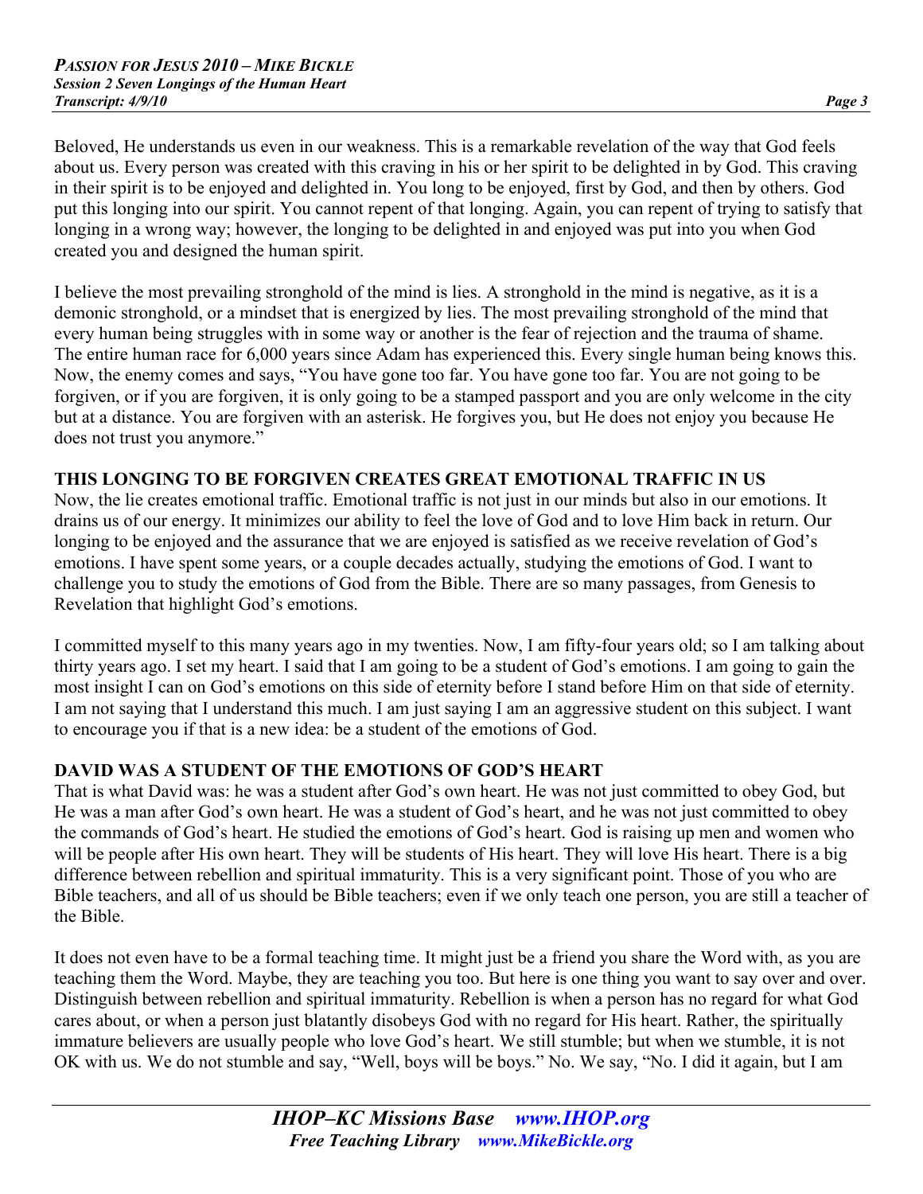Beloved, He understands us even in our weakness. This is a remarkable revelation of the way that God feels about us. Every person was created with this craving in his or her spirit to be delighted in by God. This craving in their spirit is to be enjoyed and delighted in. You long to be enjoyed, first by God, and then by others. God put this longing into our spirit. You cannot repent of that longing. Again, you can repent of trying to satisfy that longing in a wrong way; however, the longing to be delighted in and enjoyed was put into you when God created you and designed the human spirit.

I believe the most prevailing stronghold of the mind is lies. A stronghold in the mind is negative, as it is a demonic stronghold, or a mindset that is energized by lies. The most prevailing stronghold of the mind that every human being struggles with in some way or another is the fear of rejection and the trauma of shame. The entire human race for 6,000 years since Adam has experienced this. Every single human being knows this. Now, the enemy comes and says, "You have gone too far. You have gone too far. You are not going to be forgiven, or if you are forgiven, it is only going to be a stamped passport and you are only welcome in the city but at a distance. You are forgiven with an asterisk. He forgives you, but He does not enjoy you because He does not trust you anymore."

**THIS LONGING TO BE FORGIVEN CREATES GREAT EMOTIONAL TRAFFIC IN US**

Now, the lie creates emotional traffic. Emotional traffic is not just in our minds but also in our emotions. It drains us of our energy. It minimizes our ability to feel the love of God and to love Him back in return. Our longing to be enjoyed and the assurance that we are enjoyed is satisfied as we receive revelation of God's emotions. I have spent some years, or a couple decades actually, studying the emotions of God. I want to challenge you to study the emotions of God from the Bible. There are so many passages, from Genesis to Revelation that highlight God's emotions.

I committed myself to this many years ago in my twenties. Now, I am fifty-four years old; so I am talking about thirty years ago. I set my heart. I said that I am going to be a student of God's emotions. I am going to gain the most insight I can on God's emotions on this side of eternity before I stand before Him on that side of eternity. I am not saying that I understand this much. I am just saying I am an aggressive student on this subject. I want to encourage you if that is a new idea: be a student of the emotions of God.

**DAVID WAS A STUDENT OF THE EMOTIONS OF GOD'S HEART**

That is what David was: he was a student after God's own heart. He was not just committed to obey God, but He was a man after God's own heart. He was a student of God's heart, and he was not just committed to obey the commands of God's heart. He studied the emotions of God's heart. God is raising up men and women who will be people after His own heart. They will be students of His heart. They will love His heart. There is a big difference between rebellion and spiritual immaturity. This is a very significant point. Those of you who are Bible teachers, and all of us should be Bible teachers; even if we only teach one person, you are still a teacher of the Bible.

It does not even have to be a formal teaching time. It might just be a friend you share the Word with, as you are teaching them the Word. Maybe, they are teaching you too. But here is one thing you want to say over and over. Distinguish between rebellion and spiritual immaturity. Rebellion is when a person has no regard for what God cares about, or when a person just blatantly disobeys God with no regard for His heart. Rather, the spiritually immature believers are usually people who love God's heart. We still stumble; but when we stumble, it is not OK with us. We do not stumble and say, "Well, boys will be boys." No. We say, "No. I did it again, but I am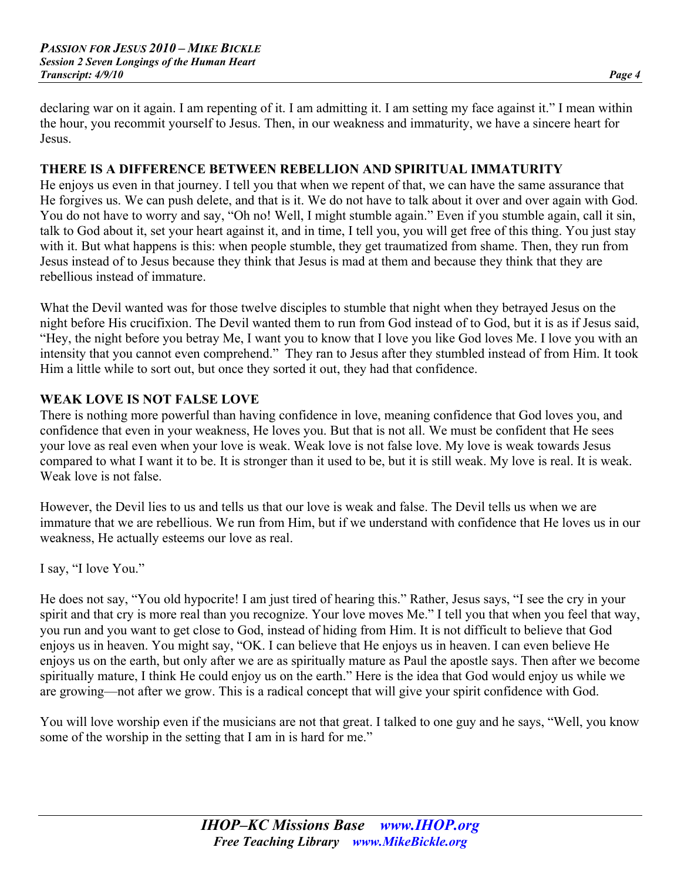declaring war on it again. I am repenting of it. I am admitting it. I am setting my face against it." I mean within the hour, you recommit yourself to Jesus. Then, in our weakness and immaturity, we have a sincere heart for Jesus.

## THERE IS A DIFFERENCE BETWEEN REBELLION AND SPIRITUAL IMMATURITY

He enjoys us even in that journey. I tell you that when we repent of that, we can have the same assurance that He forgives us. We can push delete, and that is it. We do not have to talk about it over and over again with God. You do not have to worry and say, "Oh no! Well, I might stumble again." Even if you stumble again, call it sin, talk to God about it, set your heart against it, and in time, I tell you, you will get free of this thing. You just stay with it. But what happens is this: when people stumble, they get traumatized from shame. Then, they run from Jesus instead of to Jesus because they think that Jesus is mad at them and because they think that they are rebellious instead of immature.

What the Devil wanted was for those twelve disciples to stumble that night when they betrayed Jesus on the night before His crucifixion. The Devil wanted them to run from God instead of to God, but it is as if Jesus said, "Hey, the night before you betray Me, I want you to know that I love you like God loves Me. I love you with an intensity that you cannot even comprehend." They ran to Jesus after they stumbled instead of from Him. It took Him a little while to sort out, but once they sorted it out, they had that confidence.

## WEAK LOVE IS NOT FALSE LOVE

There is nothing more powerful than having confidence in love, meaning confidence that God loves you, and confidence that even in your weakness, He loves you. But that is not all. We must be confident that He sees your love as real even when your love is weak. Weak love is not false love. My love is weak towards Jesus compared to what I want it to be. It is stronger than it used to be, but it is still weak. My love is real. It is weak. Weak love is not false.

However, the Devil lies to us and tells us that our love is weak and false. The Devil tells us when we are immature that we are rebellious. We run from Him, but if we understand with confidence that He loves us in our weakness, He actually esteems our love as real.

I say, "I love You."

He does not say, "You old hypocrite! I am just tired of hearing this." Rather, Jesus says, "I see the cry in your spirit and that cry is more real than you recognize. Your love moves Me." I tell you that when you feel that way, you run and you want to get close to God, instead of hiding from Him. It is not difficult to believe that God enjoys us in heaven. You might say, "OK. I can believe that He enjoys us in heaven. I can even believe He enjoys us on the earth, but only after we are as spiritually mature as Paul the apostle says. Then after we become spiritually mature, I think He could enjoy us on the earth." Here is the idea that God would enjoy us while we are growing—not after we grow. This is a radical concept that will give your spirit confidence with God.

You will love worship even if the musicians are not that great. I talked to one guy and he says, "Well, you know some of the worship in the setting that I am in is hard for me."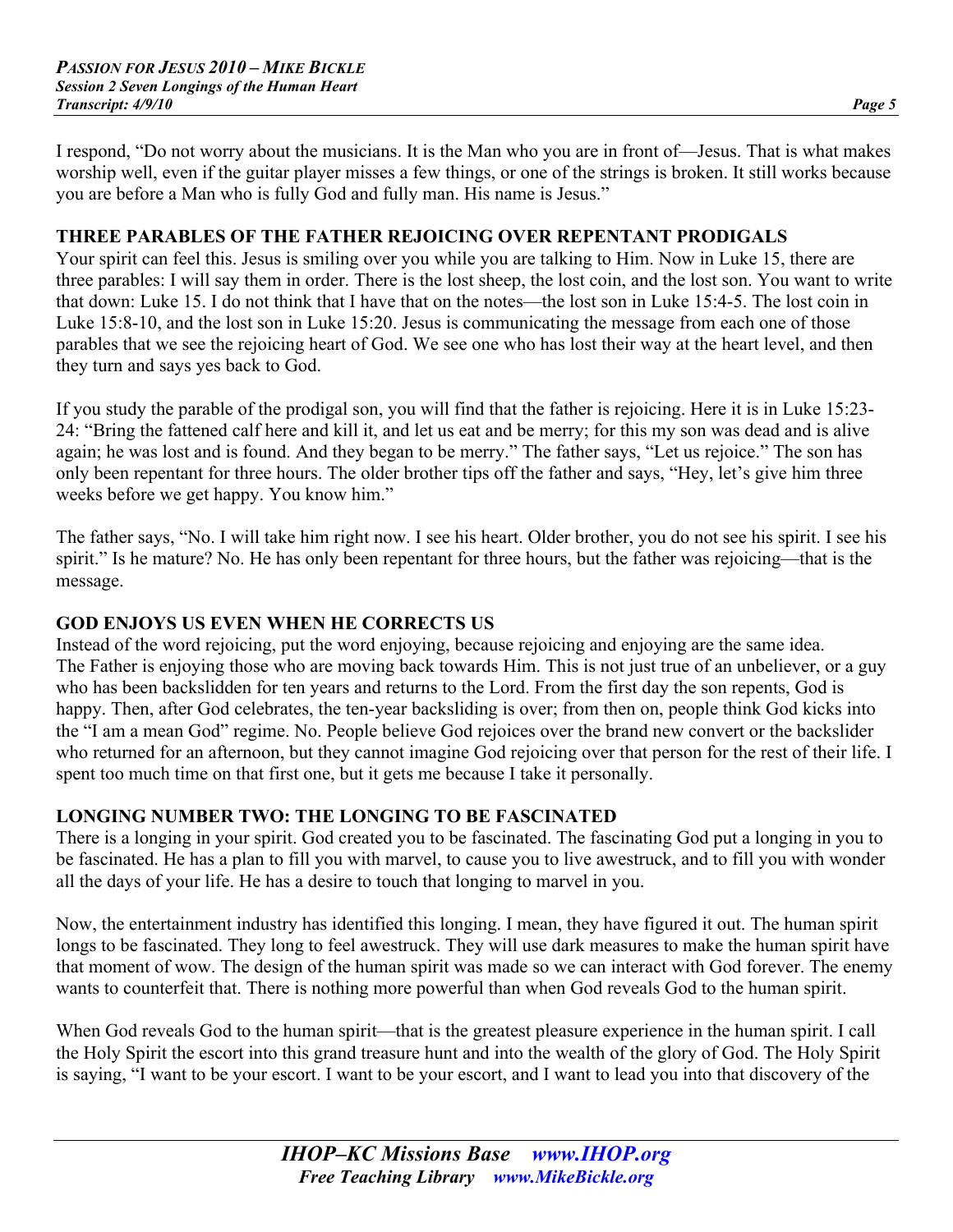I respond, "Do not worry about the musicians. It is the Man who you are in front of—Jesus. That is what makes worship well, even if the guitar player misses a few things, or one of the strings is broken. It still works because you are before a Man who is fully God and fully man. His name is Jesus."

## THREE PARABLES OF THE FATHER REJOICING OVER REPENTANT PRODIGALS

Your spirit can feel this. Jesus is smiling over you while you are talking to Him. Now in Luke 15, there are three parables: I will say them in order. There is the lost sheep, the lost coin, and the lost son. You want to write that down: Luke 15. I do not think that I have that on the notes—the lost son in Luke 15:4-5. The lost coin in Luke 15:8-10, and the lost son in Luke 15:20. Jesus is communicating the message from each one of those parables that we see the rejoicing heart of God. We see one who has lost their way at the heart level, and then they turn and says yes back to God.

If you study the parable of the prodigal son, you will find that the father is rejoicing. Here it is in Luke 15:23-24: "Bring the fattened calf here and kill it, and let us eat and be merry; for this my son was dead and is alive again; he was lost and is found. And they began to be merry." The father says, "Let us rejoice." The son has only been repentant for three hours. The older brother tips off the father and says, "Hey, let's give him three weeks before we get happy. You know him."

The father says, "No. I will take him right now. I see his heart. Older brother, you do not see his spirit. I see his spirit." Is he mature? No. He has only been repentant for three hours, but the father was rejoicing—that is the message.

## GOD ENJOYS US EVEN WHEN HE CORRECTS US

Instead of the word rejoicing, put the word enjoying, because rejoicing and enjoying are the same idea. The Father is enjoying those who are moving back towards Him. This is not just true of an unbeliever, or a guy who has been backslidden for ten years and returns to the Lord. From the first day the son repents, God is happy. Then, after God celebrates, the ten-year backsliding is over; from then on, people think God kicks into the "I am a mean God" regime. No. People believe God rejoices over the brand new convert or the backslider who returned for an afternoon, but they cannot imagine God rejoicing over that person for the rest of their life. I spent too much time on that first one, but it gets me because I take it personally.

## LONGING NUMBER TWO: THE LONGING TO BE FASCINATED

There is a longing in your spirit. God created you to be fascinated. The fascinating God put a longing in you to be fascinated. He has a plan to fill you with marvel, to cause you to live awestruck, and to fill you with wonder all the days of your life. He has a desire to touch that longing to marvel in you.

Now, the entertainment industry has identified this longing. I mean, they have figured it out. The human spirit longs to be fascinated. They long to feel awestruck. They will use dark measures to make the human spirit have that moment of wow. The design of the human spirit was made so we can interact with God forever. The enemy wants to counterfeit that. There is nothing more powerful than when God reveals God to the human spirit.

When God reveals God to the human spirit—that is the greatest pleasure experience in the human spirit. I call the Holy Spirit the escort into this grand treasure hunt and into the wealth of the glory of God. The Holy Spirit is saying, "I want to be your escort. I want to be your escort, and I want to lead you into that discovery of the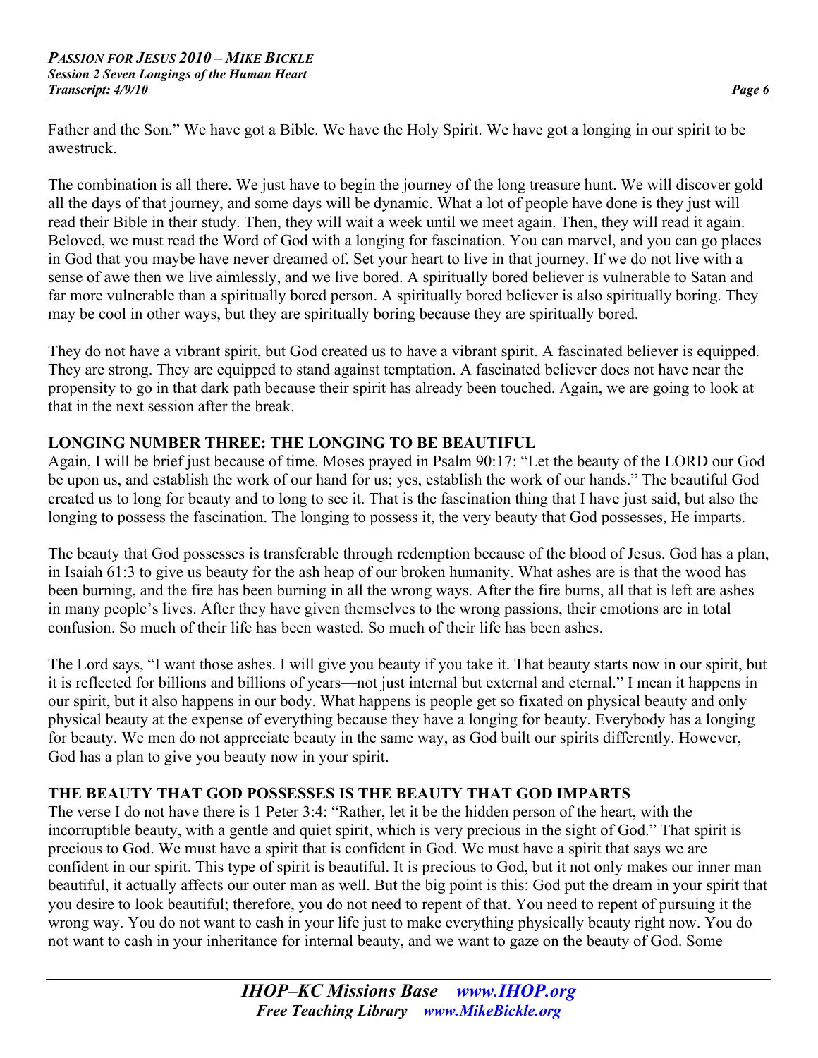Father and the Son." We have got a Bible. We have the Holy Spirit. We have got a longing in our spirit to be awestruck.

The combination is all there. We just have to begin the journey of the long treasure hunt. We will discover gold all the days of that journey, and some days will be dynamic. What a lot of people have done is they just will read their Bible in their study. Then, they will wait a week until we meet again. Then, they will read it again. Beloved, we must read the Word of God with a longing for fascination. You can marvel, and you can go places in God that you maybe have never dreamed of. Set your heart to live in that journey. If we do not live with a sense of awe then we live aimlessly, and we live bored. A spiritually bored believer is vulnerable to Satan and far more vulnerable than a spiritually bored person. A spiritually bored believer is also spiritually boring. They may be cool in other ways, but they are spiritually boring because they are spiritually bored.

They do not have a vibrant spirit, but God created us to have a vibrant spirit. A fascinated believer is equipped. They are strong. They are equipped to stand against temptation. A fascinated believer does not have near the propensity to go in that dark path because their spirit has already been touched. Again, we are going to look at that in the next session after the break.

## LONGING NUMBER THREE: THE LONGING TO BE BEAUTIFUL

Again, I will be brief just because of time. Moses prayed in Psalm 90:17: "Let the beauty of the LORD our God be upon us, and establish the work of our hand for us; yes, establish the work of our hands." The beautiful God created us to long for beauty and to long to see it. That is the fascination thing that I have just said, but also the longing to possess the fascination. The longing to possess it, the very beauty that God possesses, He imparts.

The beauty that God possesses is transferable through redemption because of the blood of Jesus. God has a plan, in Isaiah 61:3 to give us beauty for the ash heap of our broken humanity. What ashes are is that the wood has been burning, and the fire has been burning in all the wrong ways. After the fire burns, all that is left are ashes in many people's lives. After they have given themselves to the wrong passions, their emotions are in total confusion. So much of their life has been wasted. So much of their life has been ashes.

The Lord says, "I want those ashes. I will give you beauty if you take it. That beauty starts now in our spirit, but it is reflected for billions and billions of years—not just internal but external and eternal." I mean it happens in our spirit, but it also happens in our body. What happens is people get so fixated on physical beauty and only physical beauty at the expense of everything because they have a longing for beauty. Everybody has a longing for beauty. We men do not appreciate beauty in the same way, as God built our spirits differently. However, God has a plan to give you beauty now in your spirit.

## THE BEAUTY THAT GOD POSSESSES IS THE BEAUTY THAT GOD IMPARTS

The verse I do not have there is 1 Peter 3:4: "Rather, let it be the hidden person of the heart, with the incorruptible beauty, with a gentle and quiet spirit, which is very precious in the sight of God." That spirit is precious to God. We must have a spirit that is confident in God. We must have a spirit that says we are confident in our spirit. This type of spirit is beautiful. It is precious to God, but it not only makes our inner man beautiful, it actually affects our outer man as well. But the big point is this: God put the dream in your spirit that you desire to look beautiful; therefore, you do not need to repent of that. You need to repent of pursuing it the wrong way. You do not want to cash in your life just to make everything physically beauty right now. You do not want to cash in your inheritance for internal beauty, and we want to gaze on the beauty of God. Some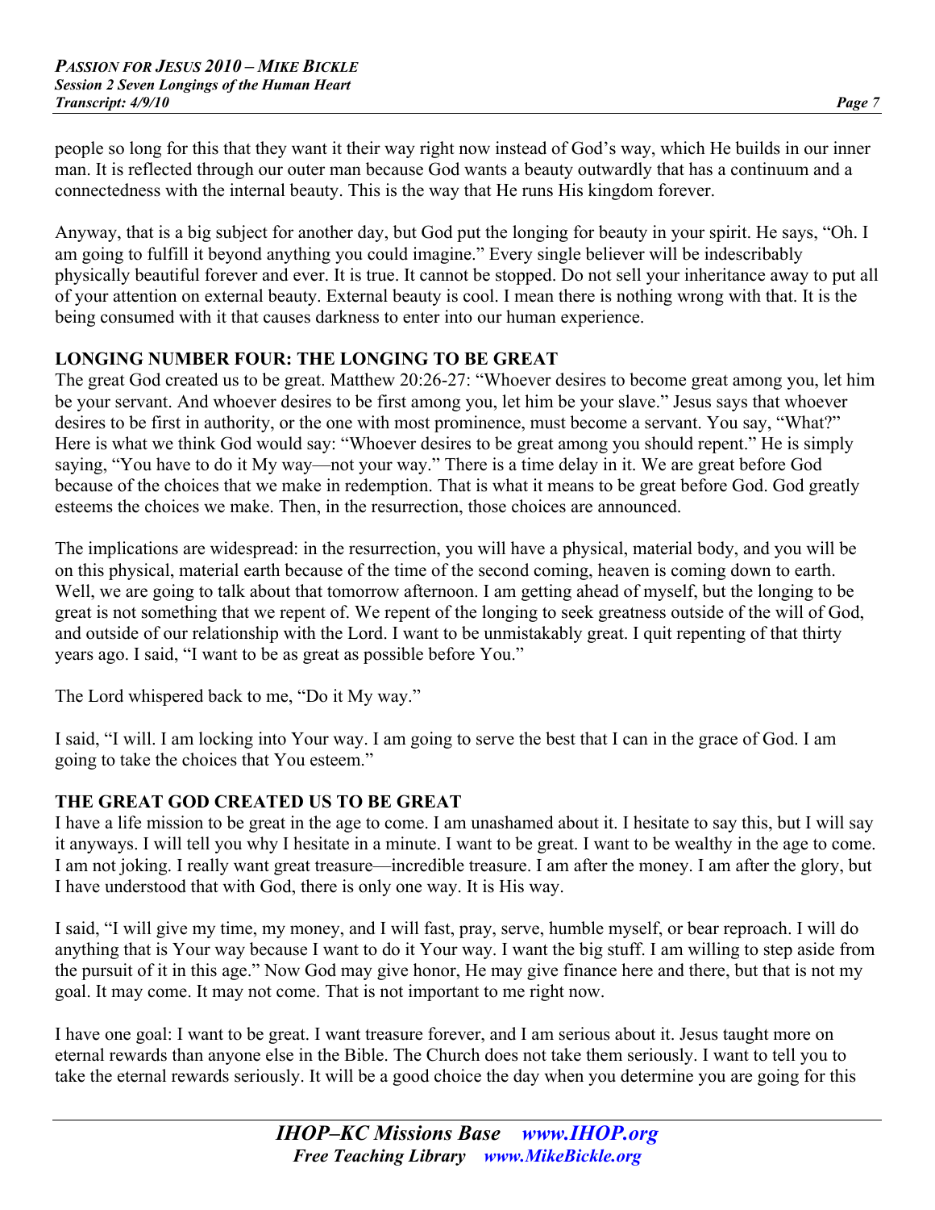people so long for this that they want it their way right now instead of God's way, which He builds in our inner man. It is reflected through our outer man because God wants a beauty outwardly that has a continuum and a connectedness with the internal beauty. This is the way that He runs His kingdom forever.

Anyway, that is a big subject for another day, but God put the longing for beauty in your spirit. He says, "Oh. I am going to fulfill it beyond anything you could imagine." Every single believer will be indescribably physically beautiful forever and ever. It is true. It cannot be stopped. Do not sell your inheritance away to put all of your attention on external beauty. External beauty is cool. I mean there is nothing wrong with that. It is the being consumed with it that causes darkness to enter into our human experience.

## LONGING NUMBER FOUR: THE LONGING TO BE GREAT

The great God created us to be great. Matthew 20:26-27: "Whoever desires to become great among you, let him be your servant. And whoever desires to be first among you, let him be your slave." Jesus says that whoever desires to be first in authority, or the one with most prominence, must become a servant. You say, "What?" Here is what we think God would say: "Whoever desires to be great among you should repent." He is simply saying, "You have to do it My way—not your way." There is a time delay in it. We are great before God because of the choices that we make in redemption. That is what it means to be great before God. God greatly esteems the choices we make. Then, in the resurrection, those choices are announced.

The implications are widespread: in the resurrection, you will have a physical, material body, and you will be on this physical, material earth because of the time of the second coming, heaven is coming down to earth. Well, we are going to talk about that tomorrow afternoon. I am getting ahead of myself, but the longing to be great is not something that we repent of. We repent of the longing to seek greatness outside of the will of God, and outside of our relationship with the Lord. I want to be unmistakably great. I quit repenting of that thirty years ago. I said, "I want to be as great as possible before You."

The Lord whispered back to me, "Do it My way."

I said, "I will. I am locking into Your way. I am going to serve the best that I can in the grace of God. I am going to take the choices that You esteem."

## THE GREAT GOD CREATED US TO BE GREAT

I have a life mission to be great in the age to come. I am unashamed about it. I hesitate to say this, but I will say it anyways. I will tell you why I hesitate in a minute. I want to be great. I want to be wealthy in the age to come. I am not joking. I really want great treasure—incredible treasure. I am after the money. I am after the glory, but I have understood that with God, there is only one way. It is His way.

I said, "I will give my time, my money, and I will fast, pray, serve, humble myself, or bear reproach. I will do anything that is Your way because I want to do it Your way. I want the big stuff. I am willing to step aside from the pursuit of it in this age." Now God may give honor, He may give finance here and there, but that is not my goal. It may come. It may not come. That is not important to me right now.

I have one goal: I want to be great. I want treasure forever, and I am serious about it. Jesus taught more on eternal rewards than anyone else in the Bible. The Church does not take them seriously. I want to tell you to take the eternal rewards seriously. It will be a good choice the day when you determine you are going for this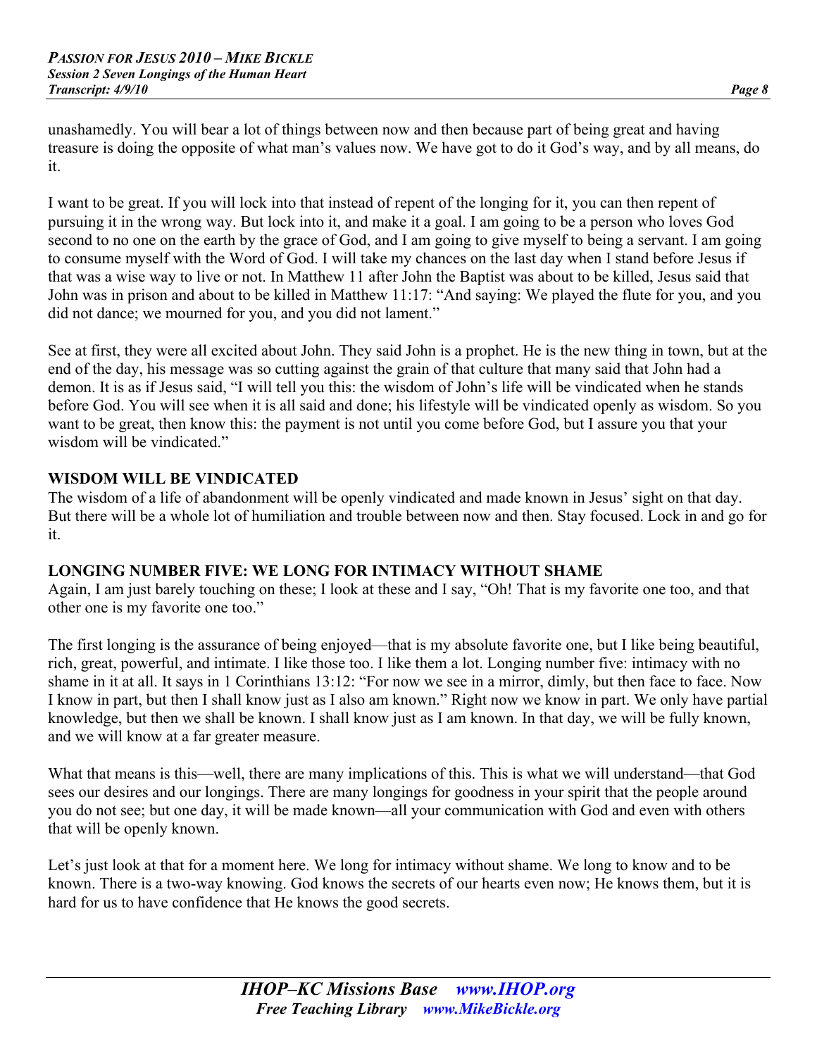unashamedly. You will bear a lot of things between now and then because part of being great and having treasure is doing the opposite of what man's values now. We have got to do it God's way, and by all means, do it.

I want to be great. If you will lock into that instead of repent of the longing for it, you can then repent of pursuing it in the wrong way. But lock into it, and make it a goal. I am going to be a person who loves God second to no one on the earth by the grace of God, and I am going to give myself to being a servant. I am going to consume myself with the Word of God. I will take my chances on the last day when I stand before Jesus if that was a wise way to live or not. In Matthew 11 after John the Baptist was about to be killed, Jesus said that John was in prison and about to be killed in Matthew 11:17: "And saying: We played the flute for you, and you did not dance; we mourned for you, and you did not lament."

See at first, they were all excited about John. They said John is a prophet. He is the new thing in town, but at the end of the day, his message was so cutting against the grain of that culture that many said that John had a demon. It is as if Jesus said, "I will tell you this: the wisdom of John's life will be vindicated when he stands before God. You will see when it is all said and done; his lifestyle will be vindicated openly as wisdom. So you want to be great, then know this: the payment is not until you come before God, but I assure you that your wisdom will be vindicated."

**WISDOM WILL BE VINDICATED**

The wisdom of a life of abandonment will be openly vindicated and made known in Jesus' sight on that day. But there will be a whole lot of humiliation and trouble between now and then. Stay focused. Lock in and go for it.

**LONGING NUMBER FIVE: WE LONG FOR INTIMACY WITHOUT SHAME**

Again, I am just barely touching on these; I look at these and I say, "Oh! That is my favorite one too, and that other one is my favorite one too."

The first longing is the assurance of being enjoyed—that is my absolute favorite one, but I like being beautiful, rich, great, powerful, and intimate. I like those too. I like them a lot. Longing number five: intimacy with no shame in it at all. It says in 1 Corinthians 13:12: "For now we see in a mirror, dimly, but then face to face. Now I know in part, but then I shall know just as I also am known." Right now we know in part. We only have partial knowledge, but then we shall be known. I shall know just as I am known. In that day, we will be fully known, and we will know at a far greater measure.

What that means is this—well, there are many implications of this. This is what we will understand—that God sees our desires and our longings. There are many longings for goodness in your spirit that the people around you do not see; but one day, it will be made known—all your communication with God and even with others that will be openly known.

Let's just look at that for a moment here. We long for intimacy without shame. We long to know and to be known. There is a two-way knowing. God knows the secrets of our hearts even now; He knows them, but it is hard for us to have confidence that He knows the good secrets.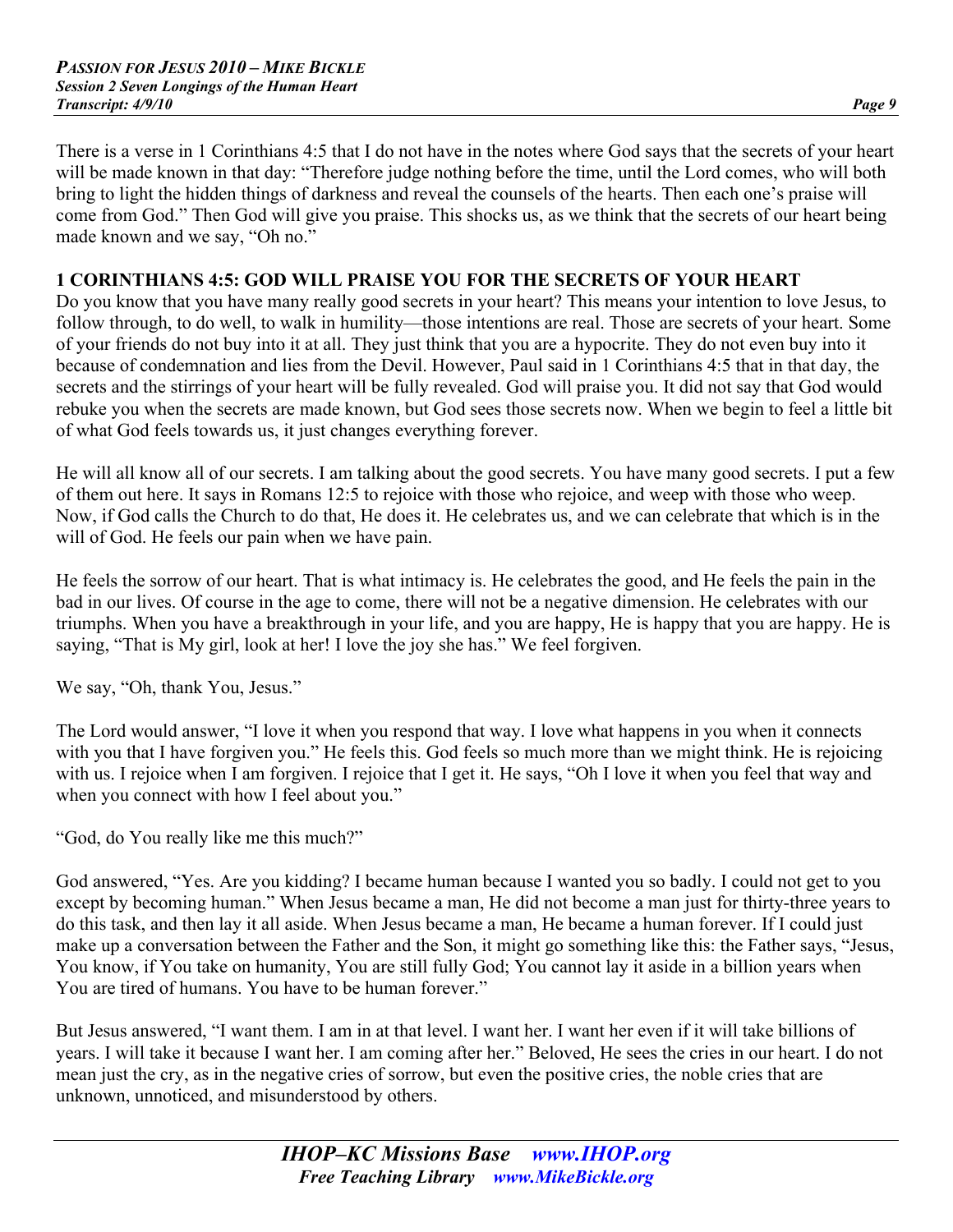There is a verse in 1 Corinthians 4:5 that I do not have in the notes where God says that the secrets of your heart will be made known in that day: "Therefore judge nothing before the time, until the Lord comes, who will both bring to light the hidden things of darkness and reveal the counsels of the hearts. Then each one's praise will come from God." Then God will give you praise. This shocks us, as we think that the secrets of our heart being made known and we say, "Oh no."

**1 CORINTHIANS 4:5: GOD WILL PRAISE YOU FOR THE SECRETS OF YOUR HEART**

Do you know that you have many really good secrets in your heart? This means your intention to love Jesus, to follow through, to do well, to walk in humility—those intentions are real. Those are secrets of your heart. Some of your friends do not buy into it at all. They just think that you are a hypocrite. They do not even buy into it because of condemnation and lies from the Devil. However, Paul said in 1 Corinthians 4:5 that in that day, the secrets and the stirrings of your heart will be fully revealed. God will praise you. It did not say that God would rebuke you when the secrets are made known, but God sees those secrets now. When we begin to feel a little bit of what God feels towards us, it just changes everything forever.

He will all know all of our secrets. I am talking about the good secrets. You have many good secrets. I put a few of them out here. It says in Romans 12:5 to rejoice with those who rejoice, and weep with those who weep. Now, if God calls the Church to do that, He does it. He celebrates us, and we can celebrate that which is in the will of God. He feels our pain when we have pain.

He feels the sorrow of our heart. That is what intimacy is. He celebrates the good, and He feels the pain in the bad in our lives. Of course in the age to come, there will not be a negative dimension. He celebrates with our triumphs. When you have a breakthrough in your life, and you are happy, He is happy that you are happy. He is saying, "That is My girl, look at her! I love the joy she has." We feel forgiven.

We say, "Oh, thank You, Jesus."

The Lord would answer, "I love it when you respond that way. I love what happens in you when it connects with you that I have forgiven you." He feels this. God feels so much more than we might think. He is rejoicing with us. I rejoice when I am forgiven. I rejoice that I get it. He says, "Oh I love it when you feel that way and when you connect with how I feel about you."

"God, do You really like me this much?"

God answered, "Yes. Are you kidding? I became human because I wanted you so badly. I could not get to you except by becoming human." When Jesus became a man, He did not become a man just for thirty-three years to do this task, and then lay it all aside. When Jesus became a man, He became a human forever. If I could just make up a conversation between the Father and the Son, it might go something like this: the Father says, "Jesus, You know, if You take on humanity, You are still fully God; You cannot lay it aside in a billion years when You are tired of humans. You have to be human forever."

But Jesus answered, "I want them. I am in at that level. I want her. I want her even if it will take billions of years. I will take it because I want her. I am coming after her." Beloved, He sees the cries in our heart. I do not mean just the cry, as in the negative cries of sorrow, but even the positive cries, the noble cries that are unknown, unnoticed, and misunderstood by others.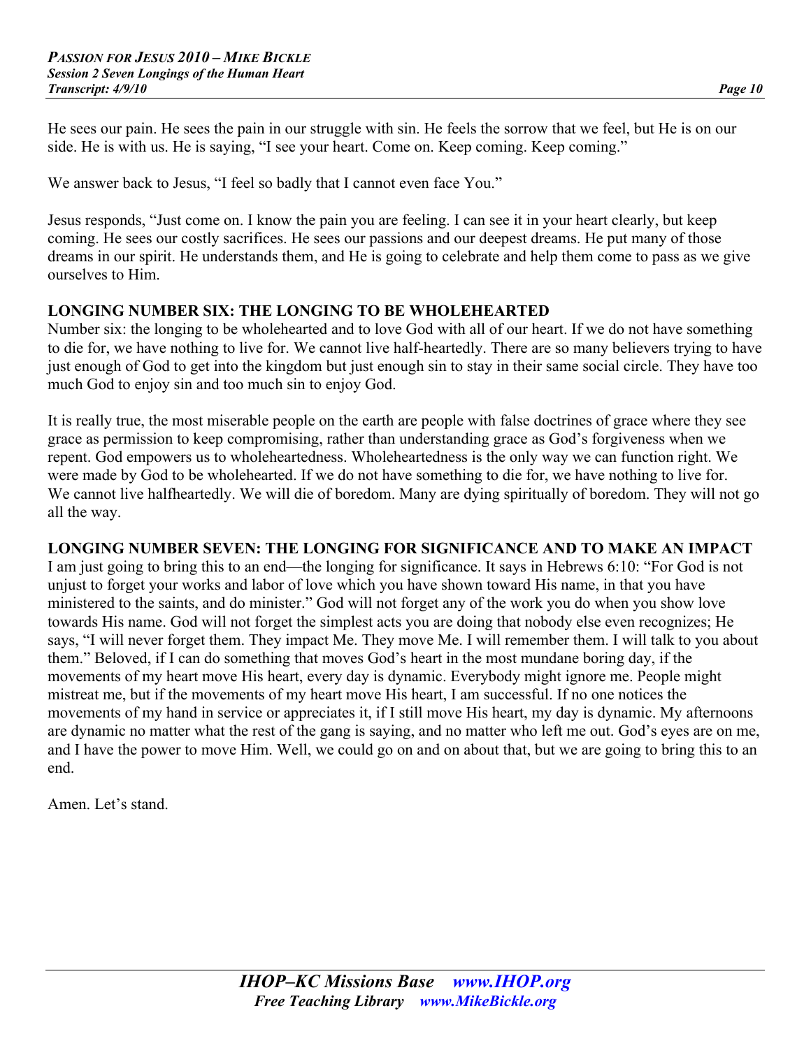He sees our pain. He sees the pain in our struggle with sin. He feels the sorrow that we feel, but He is on our side. He is with us. He is saying, "I see your heart. Come on. Keep coming. Keep coming."

We answer back to Jesus, "I feel so badly that I cannot even face You."

Jesus responds, "Just come on. I know the pain you are feeling. I can see it in your heart clearly, but keep coming. He sees our costly sacrifices. He sees our passions and our deepest dreams. He put many of those dreams in our spirit. He understands them, and He is going to celebrate and help them come to pass as we give ourselves to Him.

**LONGING NUMBER SIX: THE LONGING TO BE WHOLEHEARTED**

Number six: the longing to be wholehearted and to love God with all of our heart. If we do not have something to die for, we have nothing to live for. We cannot live half-heartedly. There are so many believers trying to have just enough of God to get into the kingdom but just enough sin to stay in their same social circle. They have too much God to enjoy sin and too much sin to enjoy God.

It is really true, the most miserable people on the earth are people with false doctrines of grace where they see grace as permission to keep compromising, rather than understanding grace as God's forgiveness when we repent. God empowers us to wholeheartedness. Wholeheartedness is the only way we can function right. We were made by God to be wholehearted. If we do not have something to die for, we have nothing to live for. We cannot live halfheartedly. We will die of boredom. Many are dying spiritually of boredom. They will not go all the way.

**LONGING NUMBER SEVEN: THE LONGING FOR SIGNIFICANCE AND TO MAKE AN IMPACT**

I am just going to bring this to an end—the longing for significance. It says in Hebrews 6:10: "For God is not unjust to forget your works and labor of love which you have shown toward His name, in that you have ministered to the saints, and do minister." God will not forget any of the work you do when you show love towards His name. God will not forget the simplest acts you are doing that nobody else even recognizes; He says, "I will never forget them. They impact Me. They move Me. I will remember them. I will talk to you about them." Beloved, if I can do something that moves God's heart in the most mundane boring day, if the movements of my heart move His heart, every day is dynamic. Everybody might ignore me. People might mistreat me, but if the movements of my heart move His heart, I am successful. If no one notices the movements of my hand in service or appreciates it, if I still move His heart, my day is dynamic. My afternoons are dynamic no matter what the rest of the gang is saying, and no matter who left me out. God's eyes are on me, and I have the power to move Him. Well, we could go on and on about that, but we are going to bring this to an end.

Amen. Let's stand.